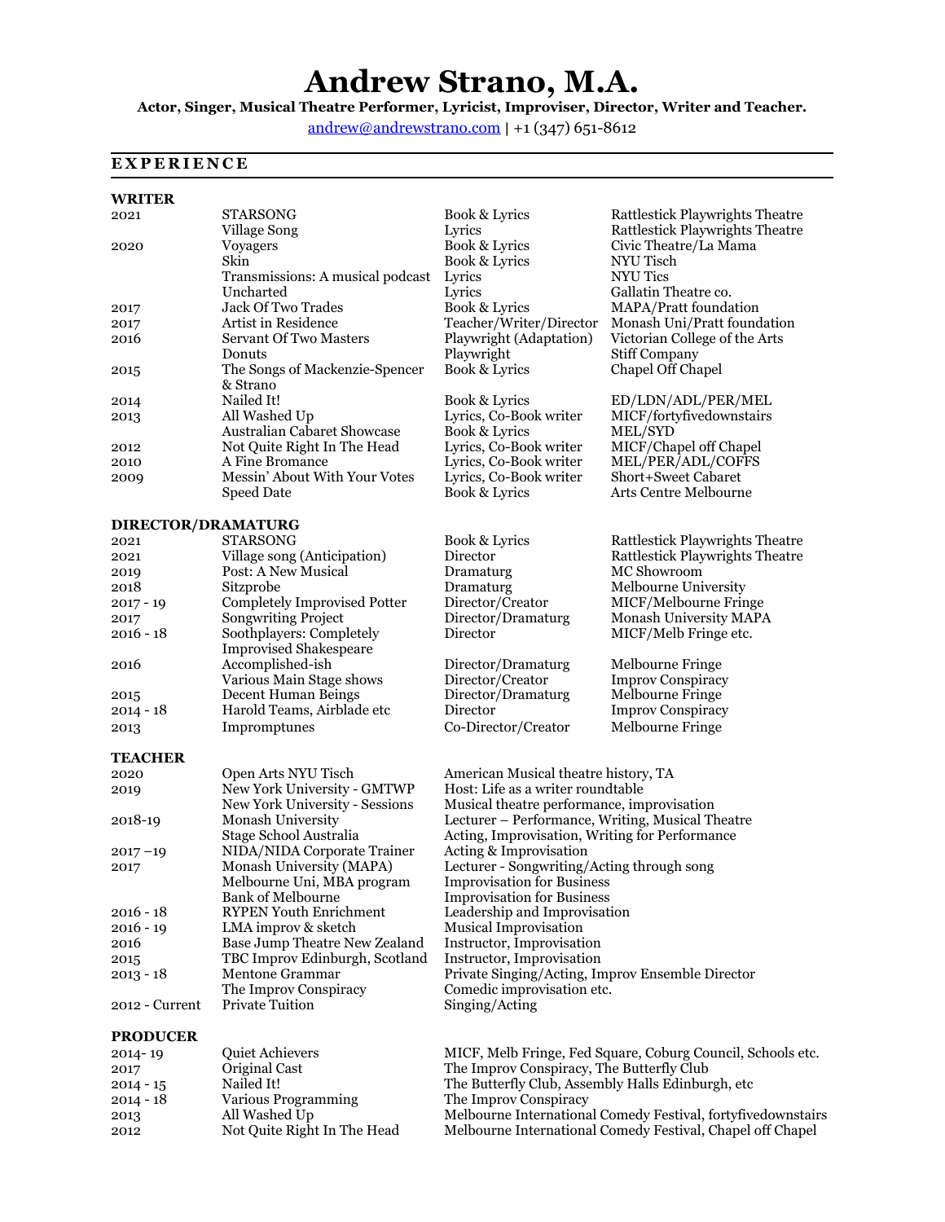# Andrew Strano, M.A.

**Actor, Singer, Musical Theatre Performer, Lyricist, Improviser, Director, Writer and Teacher.**

andrew@andrewstrano.com | +1 (347) 651-8612

## EXPERIENCE

### WRITER

| | | | |
|---|---|---|---|
| 2021 | STARSONG | Book & Lyrics | Rattlestick Playwrights Theatre |
| | Village Song | Lyrics | Rattlestick Playwrights Theatre |
| 2020 | Voyagers | Book & Lyrics | Civic Theatre/La Mama |
| | Skin | Book & Lyrics | NYU Tisch |
| | Transmissions: A musical podcast | Lyrics | NYU Tics |
| | Uncharted | Lyrics | Gallatin Theatre co. |
| 2017 | Jack Of Two Trades | Book & Lyrics | MAPA/Pratt foundation |
| 2017 | Artist in Residence | Teacher/Writer/Director | Monash Uni/Pratt foundation |
| 2016 | Servant Of Two Masters | Playwright (Adaptation) | Victorian College of the Arts |
| | Donuts | Playwright | Stiff Company |
| 2015 | The Songs of Mackenzie-Spencer & Strano | Book & Lyrics | Chapel Off Chapel |
| 2014 | Nailed It! | Book & Lyrics | ED/LDN/ADL/PER/MEL |
| 2013 | All Washed Up | Lyrics, Co-Book writer | MICF/fortyfivedownstairs |
| | Australian Cabaret Showcase | Book & Lyrics | MEL/SYD |
| 2012 | Not Quite Right In The Head | Lyrics, Co-Book writer | MICF/Chapel off Chapel |
| 2010 | A Fine Bromance | Lyrics, Co-Book writer | MEL/PER/ADL/COFFS |
| 2009 | Messin' About With Your Votes | Lyrics, Co-Book writer | Short+Sweet Cabaret |
| | Speed Date | Book & Lyrics | Arts Centre Melbourne |

### DIRECTOR/DRAMATURG

| | | | |
|---|---|---|---|
| 2021 | STARSONG | Book & Lyrics | Rattlestick Playwrights Theatre |
| 2021 | Village song (Anticipation) | Director | Rattlestick Playwrights Theatre |
| 2019 | Post: A New Musical | Dramaturg | MC Showroom |
| 2018 | Sitzprobe | Dramaturg | Melbourne University |
| 2017 - 19 | Completely Improvised Potter | Director/Creator | MICF/Melbourne Fringe |
| 2017 | Songwriting Project | Director/Dramaturg | Monash University MAPA |
| 2016 - 18 | Soothplayers: Completely Improvised Shakespeare | Director | MICF/Melb Fringe etc. |
| 2016 | Accomplished-ish | Director/Dramaturg | Melbourne Fringe |
| | Various Main Stage shows | Director/Creator | Improv Conspiracy |
| 2015 | Decent Human Beings | Director/Dramaturg | Melbourne Fringe |
| 2014 - 18 | Harold Teams, Airblade etc | Director | Improv Conspiracy |
| 2013 | Impromptunes | Co-Director/Creator | Melbourne Fringe |

### TEACHER

| | | |
|---|---|---|
| 2020 | Open Arts NYU Tisch | American Musical theatre history, TA |
| 2019 | New York University - GMTWP | Host: Life as a writer roundtable |
| | New York University - Sessions | Musical theatre performance, improvisation |
| 2018-19 | Monash University | Lecturer – Performance, Writing, Musical Theatre |
| | Stage School Australia | Acting, Improvisation, Writing for Performance |
| 2017 –19 | NIDA/NIDA Corporate Trainer | Acting & Improvisation |
| 2017 | Monash University (MAPA) | Lecturer - Songwriting/Acting through song |
| | Melbourne Uni, MBA program | Improvisation for Business |
| | Bank of Melbourne | Improvisation for Business |
| 2016 - 18 | RYPEN Youth Enrichment | Leadership and Improvisation |
| 2016 - 19 | LMA improv & sketch | Musical Improvisation |
| 2016 | Base Jump Theatre New Zealand | Instructor, Improvisation |
| 2015 | TBC Improv Edinburgh, Scotland | Instructor, Improvisation |
| 2013 - 18 | Mentone Grammar | Private Singing/Acting, Improv Ensemble Director |
| | The Improv Conspiracy | Comedic improvisation etc. |
| 2012 - Current | Private Tuition | Singing/Acting |

### PRODUCER

| | | |
|---|---|---|
| 2014- 19 | Quiet Achievers | MICF, Melb Fringe, Fed Square, Coburg Council, Schools etc. |
| 2017 | Original Cast | The Improv Conspiracy, The Butterfly Club |
| 2014 - 15 | Nailed It! | The Butterfly Club, Assembly Halls Edinburgh, etc |
| 2014 - 18 | Various Programming | The Improv Conspiracy |
| 2013 | All Washed Up | Melbourne International Comedy Festival, fortyfivedownstairs |
| 2012 | Not Quite Right In The Head | Melbourne International Comedy Festival, Chapel off Chapel |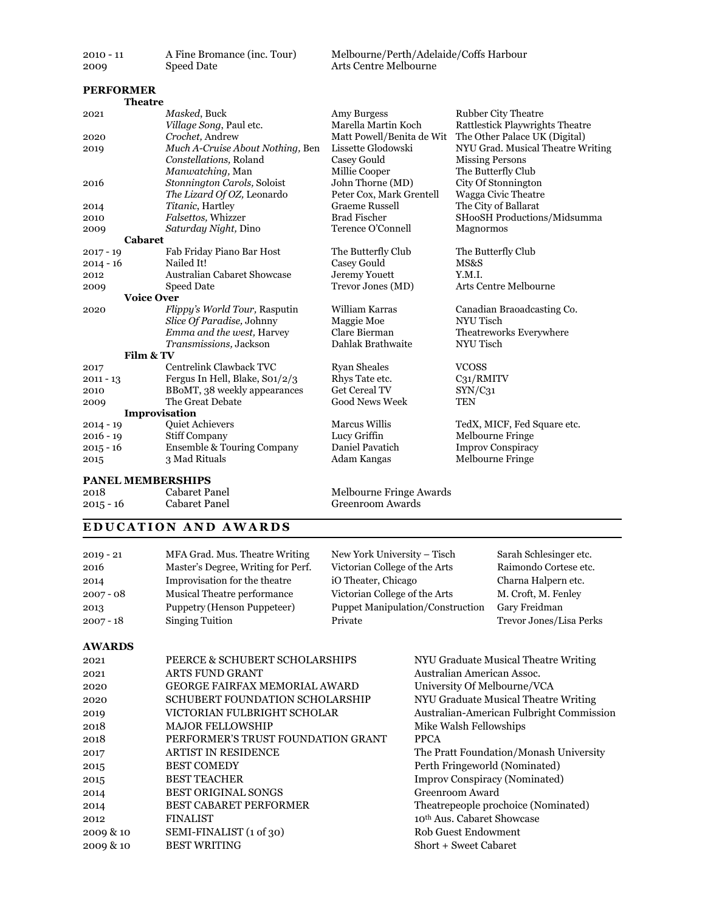| | | |
|---|---|---|
| 2010 - 11 | A Fine Bromance (inc. Tour) | Melbourne/Perth/Adelaide/Coffs Harbour |
| 2009 | Speed Date | Arts Centre Melbourne |

**PERFORMER**

**Theatre**

| | | | |
|---|---|---|---|
| 2021 | *Masked*, Buck | Amy Burgess | Rubber City Theatre |
| | *Village Song*, Paul etc. | Marella Martin Koch | Rattlestick Playwrights Theatre |
| 2020 | *Crochet,* Andrew | Matt Powell/Benita de Wit | The Other Palace UK (Digital) |
| 2019 | *Much A-Cruise About Nothing,* Ben | Lissette Glodowski | NYU Grad. Musical Theatre Writing |
| | *Constellations,* Roland | Casey Gould | Missing Persons |
| | *Manwatching,* Man | Millie Cooper | The Butterfly Club |
| 2016 | *Stonnington Carols,* Soloist | John Thorne (MD) | City Of Stonnington |
| | *The Lizard Of OZ,* Leonardo | Peter Cox, Mark Grentell | Wagga Civic Theatre |
| 2014 | *Titanic*, Hartley | Graeme Russell | The City of Ballarat |
| 2010 | *Falsettos,* Whizzer | Brad Fischer | SHooSH Productions/Midsumma |
| 2009 | *Saturday Night,* Dino | Terence O'Connell | Magnormos |

**Cabaret**

| | | | |
|---|---|---|---|
| 2017 - 19 | Fab Friday Piano Bar Host | The Butterfly Club | The Butterfly Club |
| 2014 - 16 | Nailed It! | Casey Gould | MS&S |
| 2012 | Australian Cabaret Showcase | Jeremy Youett | Y.M.I. |
| 2009 | Speed Date | Trevor Jones (MD) | Arts Centre Melbourne |

**Voice Over**

| | | | |
|---|---|---|---|
| 2020 | *Flippy's World Tour,* Rasputin | William Karras | Canadian Braoadcasting Co. |
| | *Slice Of Paradise,* Johnny | Maggie Moe | NYU Tisch |
| | *Emma and the west,* Harvey | Clare Bierman | Theatreworks Everywhere |
| | *Transmissions,* Jackson | Dahlak Brathwaite | NYU Tisch |

**Film & TV**

| | | | |
|---|---|---|---|
| 2017 | Centrelink Clawback TVC | Ryan Sheales | VCOSS |
| 2011 - 13 | Fergus In Hell, Blake, S01/2/3 | Rhys Tate etc. | C31/RMITV |
| 2010 | BBoMT, 38 weekly appearances | Get Cereal TV | SYN/C31 |
| 2009 | The Great Debate | Good News Week | TEN |

**Improvisation**

| | | | |
|---|---|---|---|
| 2014 - 19 | Quiet Achievers | Marcus Willis | TedX, MICF, Fed Square etc. |
| 2016 - 19 | Stiff Company | Lucy Griffin | Melbourne Fringe |
| 2015 - 16 | Ensemble & Touring Company | Daniel Pavatich | Improv Conspiracy |
| 2015 | 3 Mad Rituals | Adam Kangas | Melbourne Fringe |

**PANEL MEMBERSHIPS**

| | | |
|---|---|---|
| 2018 | Cabaret Panel | Melbourne Fringe Awards |
| 2015 - 16 | Cabaret Panel | Greenroom Awards |

## EDUCATION AND AWARDS

| | | | |
|---|---|---|---|
| 2019 - 21 | MFA Grad. Mus. Theatre Writing | New York University – Tisch | Sarah Schlesinger etc. |
| 2016 | Master's Degree, Writing for Perf. | Victorian College of the Arts | Raimondo Cortese etc. |
| 2014 | Improvisation for the theatre | iO Theater, Chicago | Charna Halpern etc. |
| 2007 - 08 | Musical Theatre performance | Victorian College of the Arts | M. Croft, M. Fenley |
| 2013 | Puppetry (Henson Puppeteer) | Puppet Manipulation/Construction | Gary Freidman |
| 2007 - 18 | Singing Tuition | Private | Trevor Jones/Lisa Perks |

**AWARDS**

| | | |
|---|---|---|
| 2021 | PEERCE & SCHUBERT SCHOLARSHIPS | NYU Graduate Musical Theatre Writing |
| 2021 | ARTS FUND GRANT | Australian American Assoc. |
| 2020 | GEORGE FAIRFAX MEMORIAL AWARD | University Of Melbourne/VCA |
| 2020 | SCHUBERT FOUNDATION SCHOLARSHIP | NYU Graduate Musical Theatre Writing |
| 2019 | VICTORIAN FULBRIGHT SCHOLAR | Australian-American Fulbright Commission |
| 2018 | MAJOR FELLOWSHIP | Mike Walsh Fellowships |
| 2018 | PERFORMER'S TRUST FOUNDATION GRANT | PPCA |
| 2017 | ARTIST IN RESIDENCE | The Pratt Foundation/Monash University |
| 2015 | BEST COMEDY | Perth Fringeworld (Nominated) |
| 2015 | BEST TEACHER | Improv Conspiracy (Nominated) |
| 2014 | BEST ORIGINAL SONGS | Greenroom Award |
| 2014 | BEST CABARET PERFORMER | Theatrepeople prochoice (Nominated) |
| 2012 | FINALIST | 10th Aus. Cabaret Showcase |
| 2009 & 10 | SEMI-FINALIST (1 of 30) | Rob Guest Endowment |
| 2009 & 10 | BEST WRITING | Short + Sweet Cabaret |